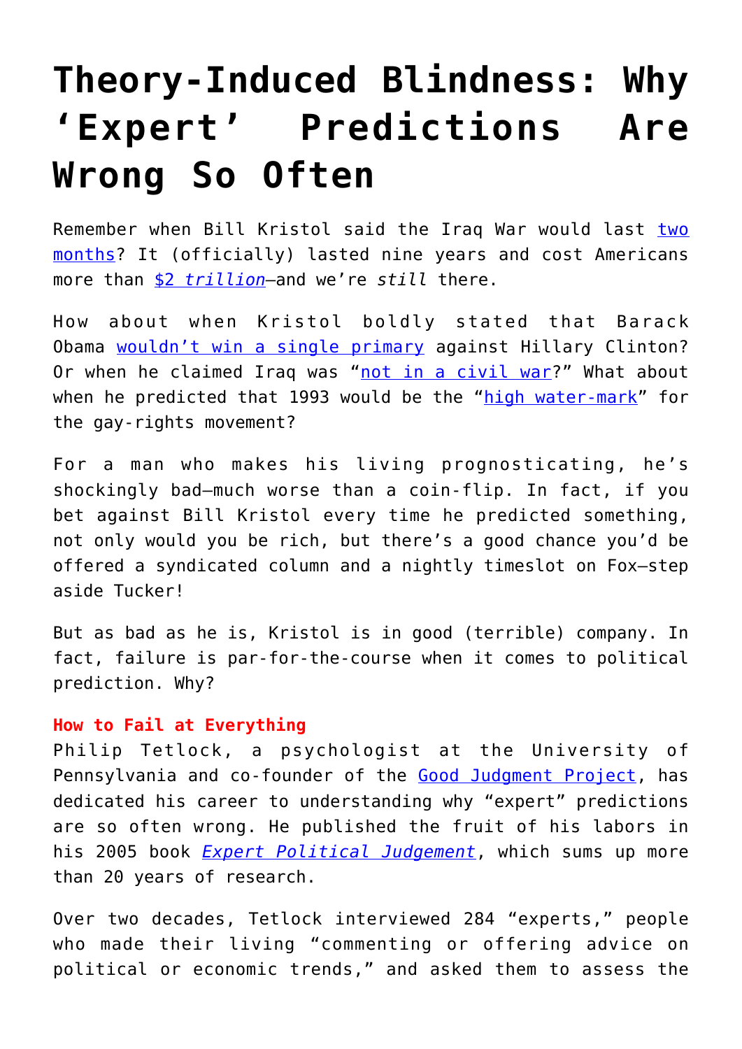# Theory-Induced Blindness: Why 'Expert' Predictions Are Wrong So Often

Remember when Bill Kristol said the Iraq War would last two months? It (officially) lasted nine years and cost Americans more than *$2 trillion*—and we're *still* there.

How about when Kristol boldly stated that Barack Obama wouldn't win a single primary against Hillary Clinton? Or when he claimed Iraq was "not in a civil war?" What about when he predicted that 1993 would be the "high water-mark" for the gay-rights movement?

For a man who makes his living prognosticating, he's shockingly bad—much worse than a coin-flip. In fact, if you bet against Bill Kristol every time he predicted something, not only would you be rich, but there's a good chance you'd be offered a syndicated column and a nightly timeslot on Fox—step aside Tucker!

But as bad as he is, Kristol is in good (terrible) company. In fact, failure is par-for-the-course when it comes to political prediction. Why?

**How to Fail at Everything**

Philip Tetlock, a psychologist at the University of Pennsylvania and co-founder of the Good Judgment Project, has dedicated his career to understanding why "expert" predictions are so often wrong. He published the fruit of his labors in his 2005 book *Expert Political Judgement*, which sums up more than 20 years of research.

Over two decades, Tetlock interviewed 284 "experts," people who made their living "commenting or offering advice on political or economic trends," and asked them to assess the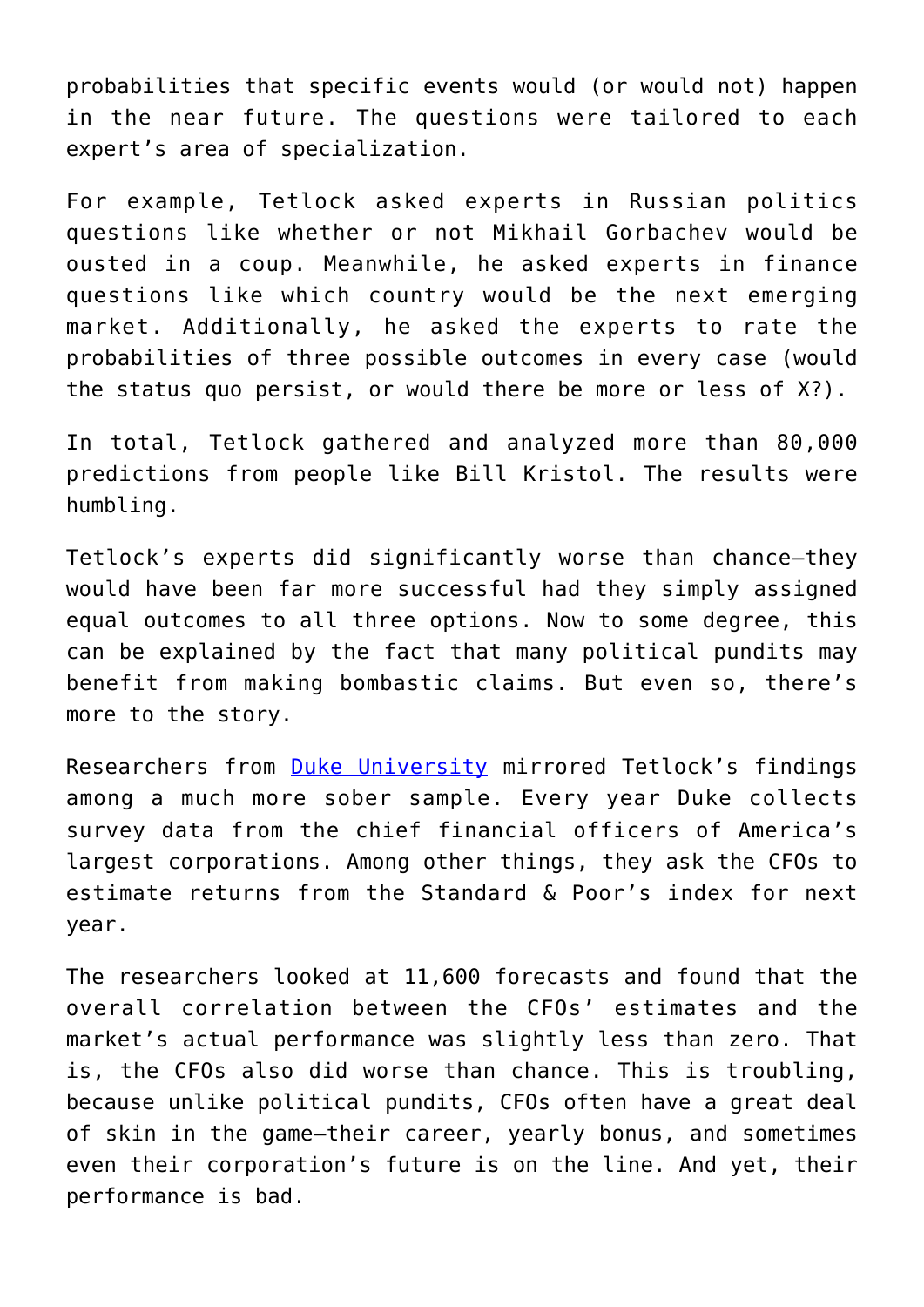probabilities that specific events would (or would not) happen in the near future. The questions were tailored to each expert's area of specialization.

For example, Tetlock asked experts in Russian politics questions like whether or not Mikhail Gorbachev would be ousted in a coup. Meanwhile, he asked experts in finance questions like which country would be the next emerging market. Additionally, he asked the experts to rate the probabilities of three possible outcomes in every case (would the status quo persist, or would there be more or less of X?).

In total, Tetlock gathered and analyzed more than 80,000 predictions from people like Bill Kristol. The results were humbling.

Tetlock's experts did significantly worse than chance—they would have been far more successful had they simply assigned equal outcomes to all three options. Now to some degree, this can be explained by the fact that many political pundits may benefit from making bombastic claims. But even so, there's more to the story.

Researchers from [Duke University](#) mirrored Tetlock's findings among a much more sober sample. Every year Duke collects survey data from the chief financial officers of America's largest corporations. Among other things, they ask the CFOs to estimate returns from the Standard & Poor's index for next year.

The researchers looked at 11,600 forecasts and found that the overall correlation between the CFOs' estimates and the market's actual performance was slightly less than zero. That is, the CFOs also did worse than chance. This is troubling, because unlike political pundits, CFOs often have a great deal of skin in the game—their career, yearly bonus, and sometimes even their corporation's future is on the line. And yet, their performance is bad.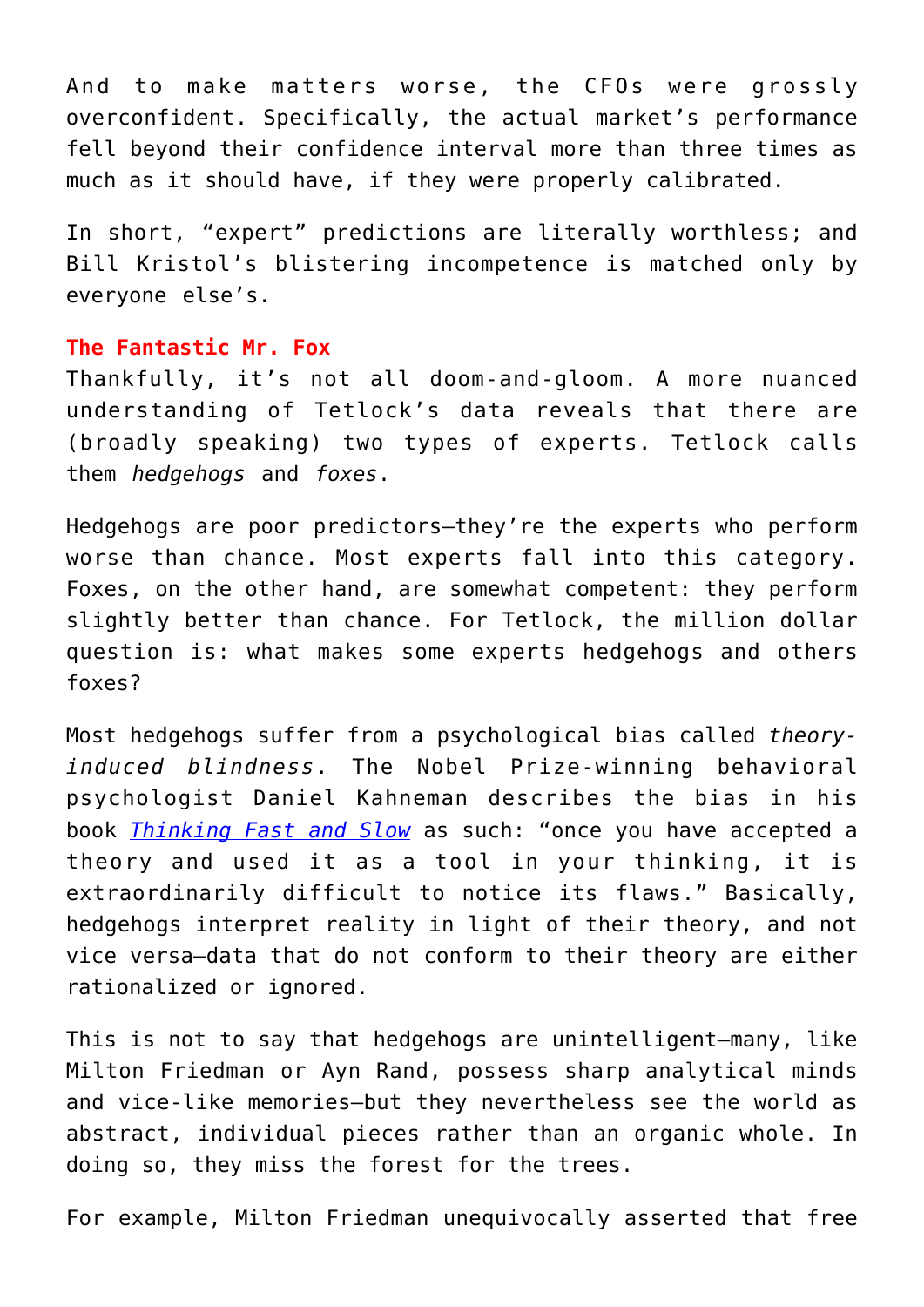And to make matters worse, the CFOs were grossly overconfident. Specifically, the actual market's performance fell beyond their confidence interval more than three times as much as it should have, if they were properly calibrated.

In short, "expert" predictions are literally worthless; and Bill Kristol's blistering incompetence is matched only by everyone else's.

## The Fantastic Mr. Fox

Thankfully, it's not all doom-and-gloom. A more nuanced understanding of Tetlock's data reveals that there are (broadly speaking) two types of experts. Tetlock calls them *hedgehogs* and *foxes*.

Hedgehogs are poor predictors—they're the experts who perform worse than chance. Most experts fall into this category. Foxes, on the other hand, are somewhat competent: they perform slightly better than chance. For Tetlock, the million dollar question is: what makes some experts hedgehogs and others foxes?

Most hedgehogs suffer from a psychological bias called *theory-induced blindness*. The Nobel Prize-winning behavioral psychologist Daniel Kahneman describes the bias in his book [*Thinking Fast and Slow*]() as such: "once you have accepted a theory and used it as a tool in your thinking, it is extraordinarily difficult to notice its flaws." Basically, hedgehogs interpret reality in light of their theory, and not vice versa—data that do not conform to their theory are either rationalized or ignored.

This is not to say that hedgehogs are unintelligent—many, like Milton Friedman or Ayn Rand, possess sharp analytical minds and vice-like memories—but they nevertheless see the world as abstract, individual pieces rather than an organic whole. In doing so, they miss the forest for the trees.

For example, Milton Friedman unequivocally asserted that free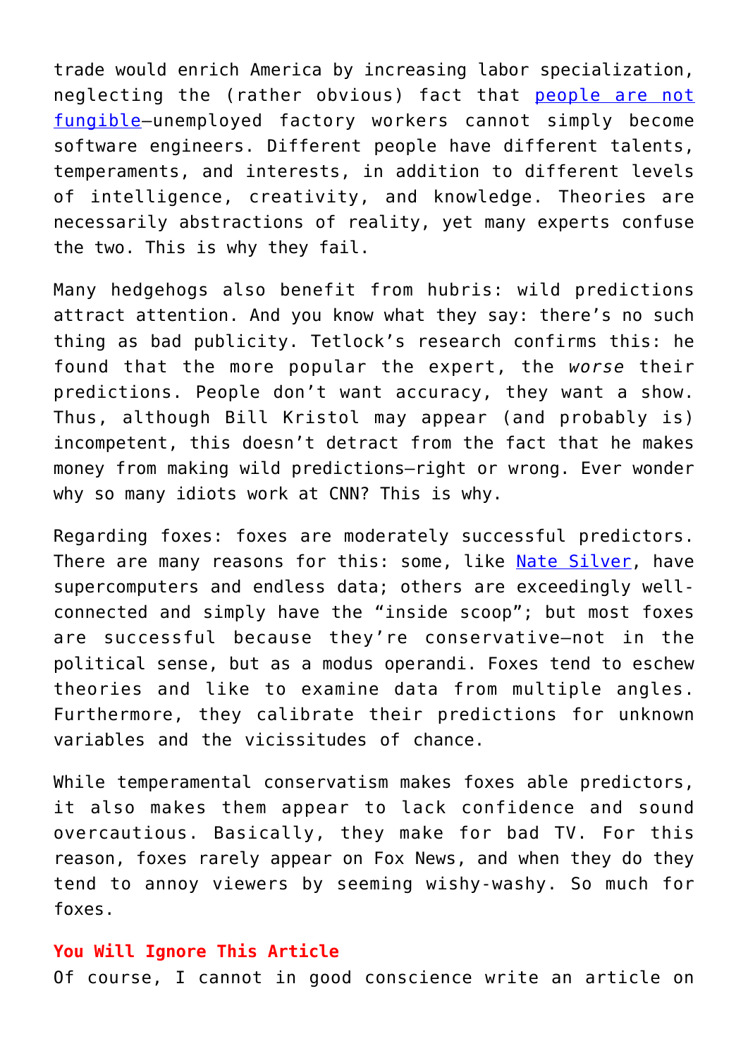trade would enrich America by increasing labor specialization, neglecting the (rather obvious) fact that [people are not fungible](#)—unemployed factory workers cannot simply become software engineers. Different people have different talents, temperaments, and interests, in addition to different levels of intelligence, creativity, and knowledge. Theories are necessarily abstractions of reality, yet many experts confuse the two. This is why they fail.

Many hedgehogs also benefit from hubris: wild predictions attract attention. And you know what they say: there's no such thing as bad publicity. Tetlock's research confirms this: he found that the more popular the expert, the *worse* their predictions. People don't want accuracy, they want a show. Thus, although Bill Kristol may appear (and probably is) incompetent, this doesn't detract from the fact that he makes money from making wild predictions—right or wrong. Ever wonder why so many idiots work at CNN? This is why.

Regarding foxes: foxes are moderately successful predictors. There are many reasons for this: some, like [Nate Silver](#), have supercomputers and endless data; others are exceedingly well-connected and simply have the "inside scoop"; but most foxes are successful because they're conservative—not in the political sense, but as a modus operandi. Foxes tend to eschew theories and like to examine data from multiple angles. Furthermore, they calibrate their predictions for unknown variables and the vicissitudes of chance.

While temperamental conservatism makes foxes able predictors, it also makes them appear to lack confidence and sound overcautious. Basically, they make for bad TV. For this reason, foxes rarely appear on Fox News, and when they do they tend to annoy viewers by seeming wishy-washy. So much for foxes.

**You Will Ignore This Article**

Of course, I cannot in good conscience write an article on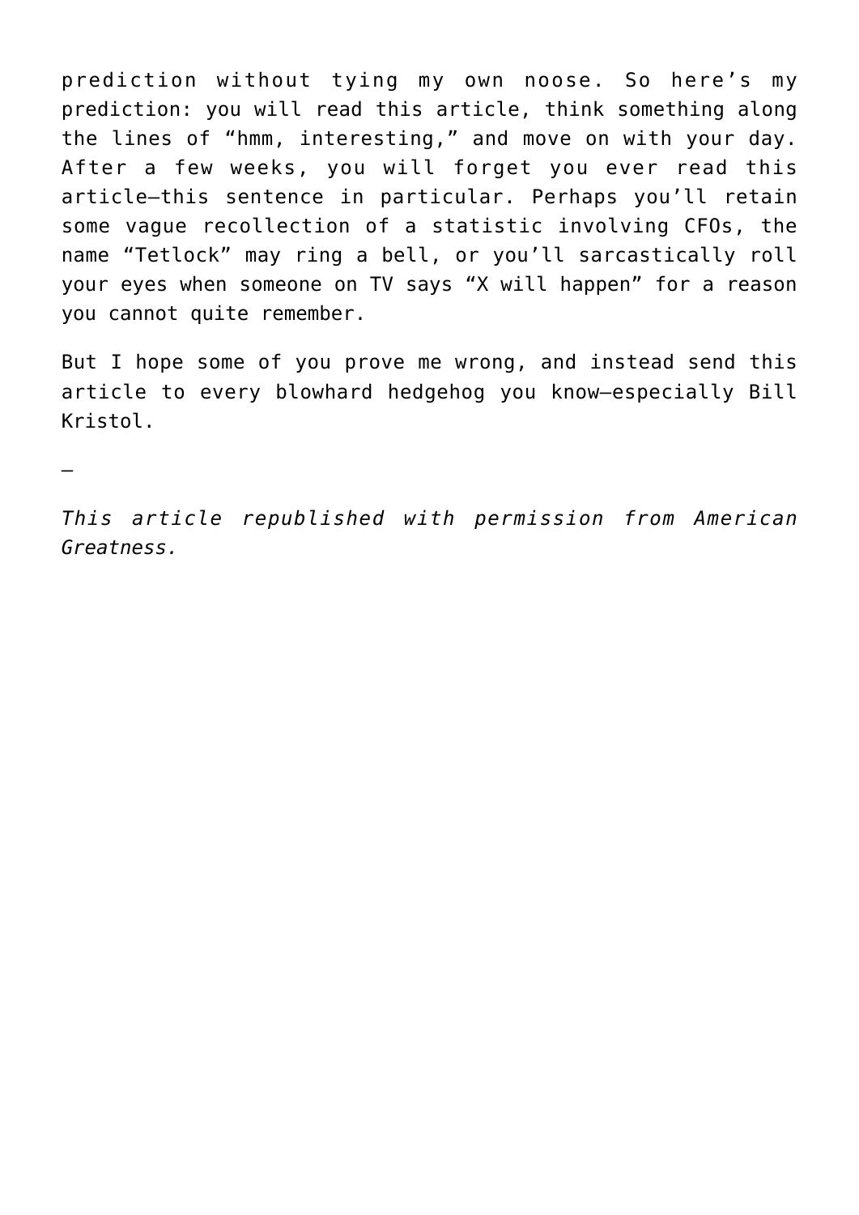prediction without tying my own noose. So here's my prediction: you will read this article, think something along the lines of "hmm, interesting," and move on with your day. After a few weeks, you will forget you ever read this article—this sentence in particular. Perhaps you'll retain some vague recollection of a statistic involving CFOs, the name "Tetlock" may ring a bell, or you'll sarcastically roll your eyes when someone on TV says "X will happen" for a reason you cannot quite remember.

But I hope some of you prove me wrong, and instead send this article to every blowhard hedgehog you know—especially Bill Kristol.

—

*This article republished with permission from American Greatness.*